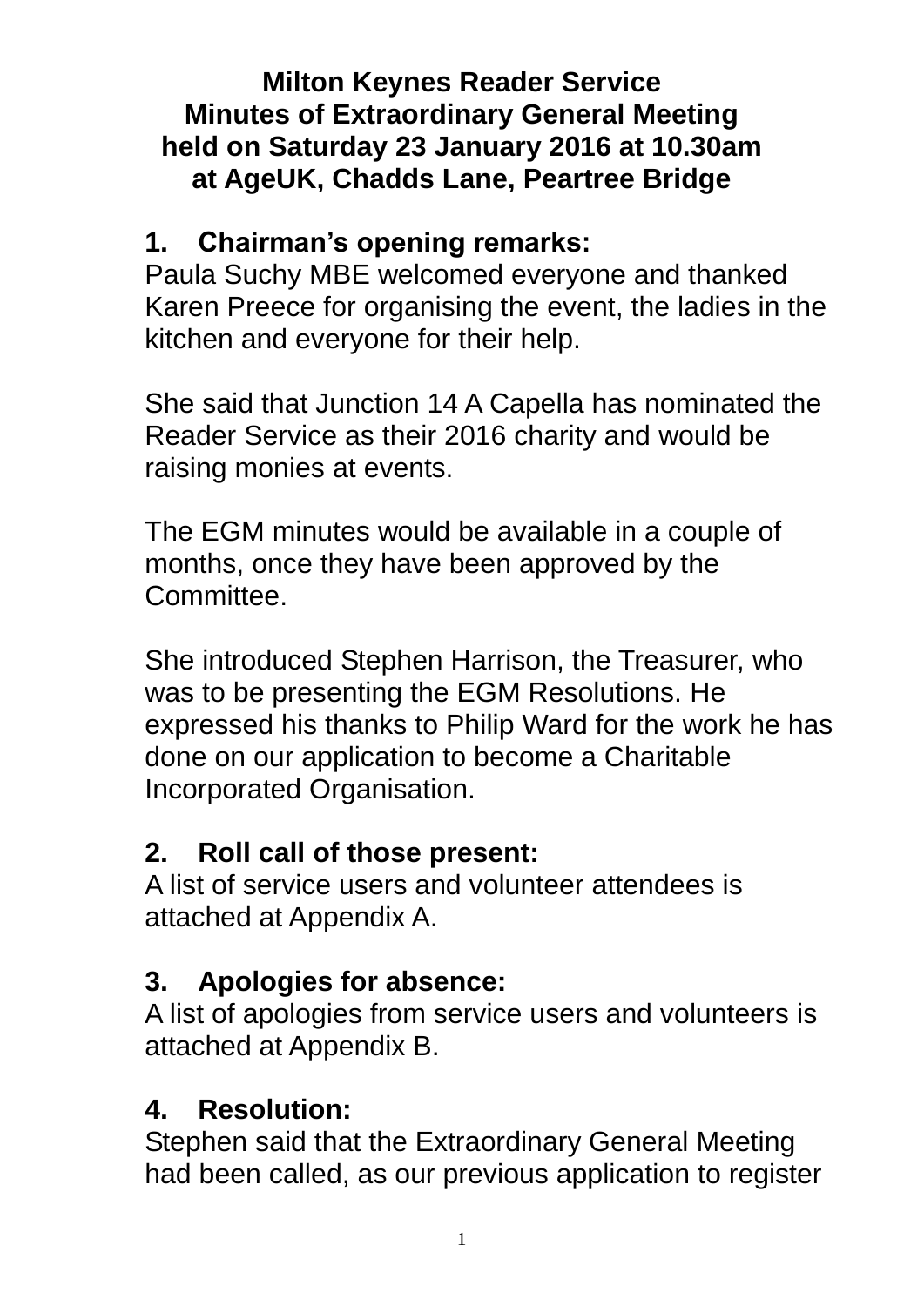# Milton Keynes Reader Service
## Minutes of Extraordinary General Meeting held on Saturday 23 January 2016 at 10.30am at AgeUK, Chadds Lane, Peartree Bridge

### 1. Chairman's opening remarks:

Paula Suchy MBE welcomed everyone and thanked Karen Preece for organising the event, the ladies in the kitchen and everyone for their help.

She said that Junction 14 A Capella has nominated the Reader Service as their 2016 charity and would be raising monies at events.

The EGM minutes would be available in a couple of months, once they have been approved by the Committee.

She introduced Stephen Harrison, the Treasurer, who was to be presenting the EGM Resolutions. He expressed his thanks to Philip Ward for the work he has done on our application to become a Charitable Incorporated Organisation.

### 2. Roll call of those present:

A list of service users and volunteer attendees is attached at Appendix A.

### 3. Apologies for absence:

A list of apologies from service users and volunteers is attached at Appendix B.

### 4. Resolution:

Stephen said that the Extraordinary General Meeting had been called, as our previous application to register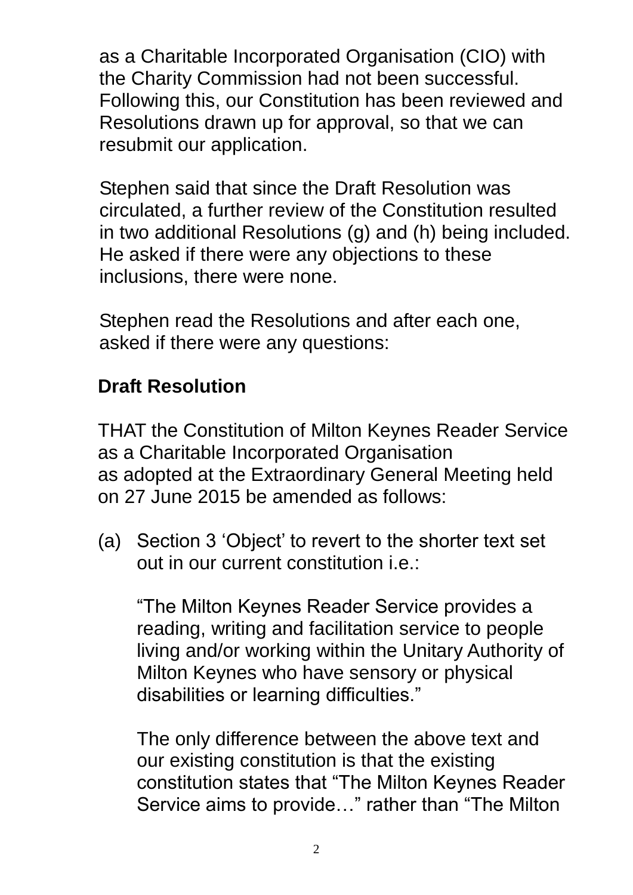as a Charitable Incorporated Organisation (CIO) with the Charity Commission had not been successful. Following this, our Constitution has been reviewed and Resolutions drawn up for approval, so that we can resubmit our application.

Stephen said that since the Draft Resolution was circulated, a further review of the Constitution resulted in two additional Resolutions (g) and (h) being included. He asked if there were any objections to these inclusions, there were none.

Stephen read the Resolutions and after each one, asked if there were any questions:

**Draft Resolution**

THAT the Constitution of Milton Keynes Reader Service as a Charitable Incorporated Organisation as adopted at the Extraordinary General Meeting held on 27 June 2015 be amended as follows:

(a) Section 3 'Object' to revert to the shorter text set out in our current constitution i.e.:

"The Milton Keynes Reader Service provides a reading, writing and facilitation service to people living and/or working within the Unitary Authority of Milton Keynes who have sensory or physical disabilities or learning difficulties."

The only difference between the above text and our existing constitution is that the existing constitution states that "The Milton Keynes Reader Service aims to provide…" rather than "The Milton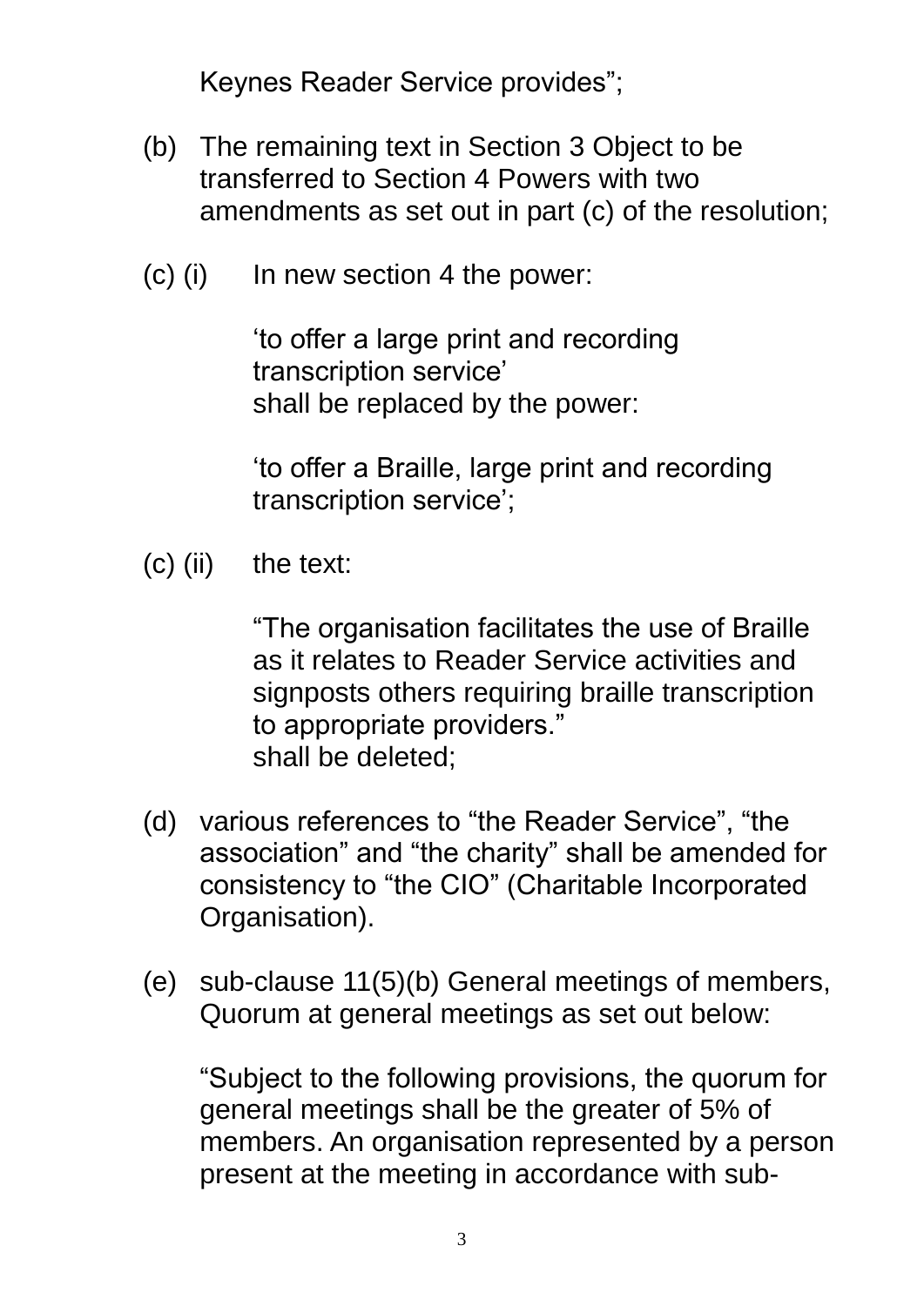Keynes Reader Service provides”;

(b) The remaining text in Section 3 Object to be transferred to Section 4 Powers with two amendments as set out in part (c) of the resolution;

(c) (i) In new section 4 the power:

> ‘to offer a large print and recording transcription service’
> shall be replaced by the power:
>
> ‘to offer a Braille, large print and recording transcription service’;

(c) (ii) the text:

> “The organisation facilitates the use of Braille as it relates to Reader Service activities and signposts others requiring braille transcription to appropriate providers.”
> shall be deleted;

(d) various references to “the Reader Service”, “the association” and “the charity” shall be amended for consistency to “the CIO” (Charitable Incorporated Organisation).

(e) sub-clause 11(5)(b) General meetings of members, Quorum at general meetings as set out below:

“Subject to the following provisions, the quorum for general meetings shall be the greater of 5% of members. An organisation represented by a person present at the meeting in accordance with sub-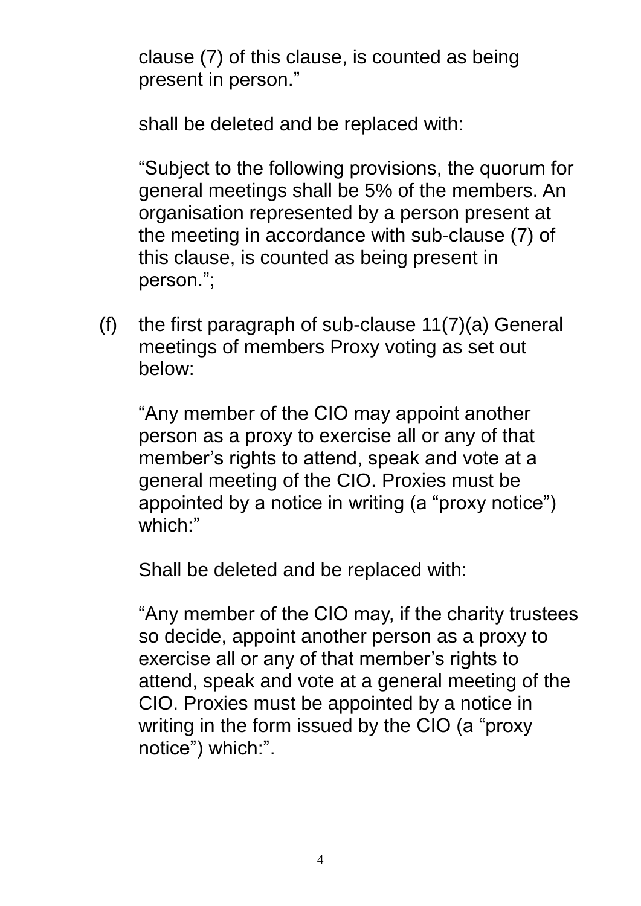clause (7) of this clause, is counted as being present in person."

shall be deleted and be replaced with:

"Subject to the following provisions, the quorum for general meetings shall be 5% of the members. An organisation represented by a person present at the meeting in accordance with sub-clause (7) of this clause, is counted as being present in person.";

(f) the first paragraph of sub-clause 11(7)(a) General meetings of members Proxy voting as set out below:

"Any member of the CIO may appoint another person as a proxy to exercise all or any of that member's rights to attend, speak and vote at a general meeting of the CIO. Proxies must be appointed by a notice in writing (a "proxy notice") which:"

Shall be deleted and be replaced with:

"Any member of the CIO may, if the charity trustees so decide, appoint another person as a proxy to exercise all or any of that member's rights to attend, speak and vote at a general meeting of the CIO. Proxies must be appointed by a notice in writing in the form issued by the CIO (a "proxy notice") which:".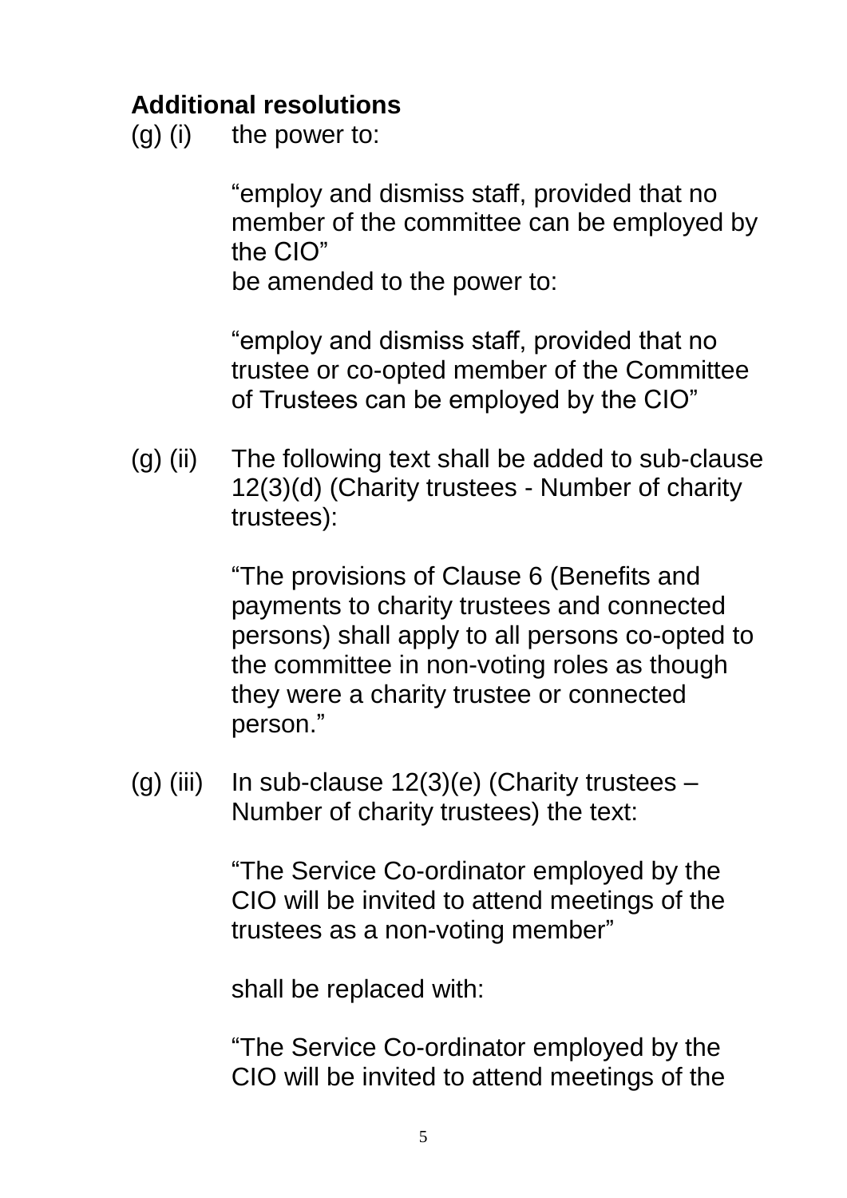## Additional resolutions

(g) (i) the power to:

> "employ and dismiss staff, provided that no member of the committee can be employed by the CIO"

be amended to the power to:

> "employ and dismiss staff, provided that no trustee or co-opted member of the Committee of Trustees can be employed by the CIO"

(g) (ii) The following text shall be added to sub-clause 12(3)(d) (Charity trustees - Number of charity trustees):

> "The provisions of Clause 6 (Benefits and payments to charity trustees and connected persons) shall apply to all persons co-opted to the committee in non-voting roles as though they were a charity trustee or connected person."

(g) (iii) In sub-clause 12(3)(e) (Charity trustees – Number of charity trustees) the text:

> "The Service Co-ordinator employed by the CIO will be invited to attend meetings of the trustees as a non-voting member"

shall be replaced with:

> "The Service Co-ordinator employed by the CIO will be invited to attend meetings of the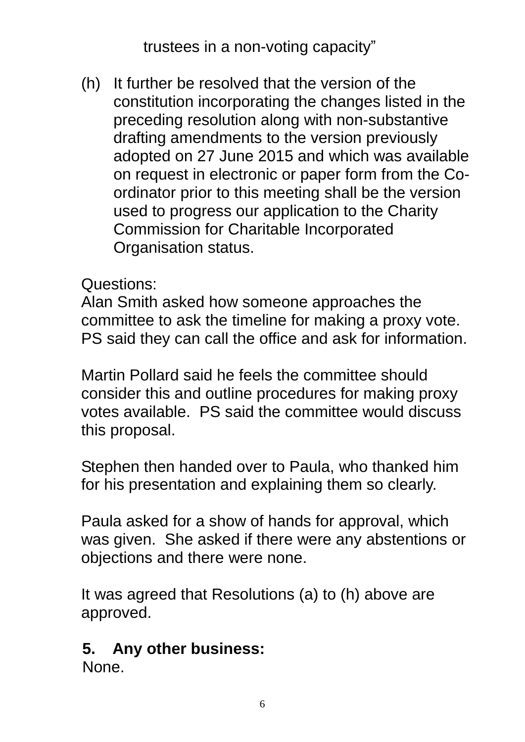trustees in a non-voting capacity"

(h) It further be resolved that the version of the constitution incorporating the changes listed in the preceding resolution along with non-substantive drafting amendments to the version previously adopted on 27 June 2015 and which was available on request in electronic or paper form from the Co-ordinator prior to this meeting shall be the version used to progress our application to the Charity Commission for Charitable Incorporated Organisation status.

Questions:
Alan Smith asked how someone approaches the committee to ask the timeline for making a proxy vote. PS said they can call the office and ask for information.

Martin Pollard said he feels the committee should consider this and outline procedures for making proxy votes available. PS said the committee would discuss this proposal.

Stephen then handed over to Paula, who thanked him for his presentation and explaining them so clearly.

Paula asked for a show of hands for approval, which was given. She asked if there were any abstentions or objections and there were none.

It was agreed that Resolutions (a) to (h) above are approved.

**5. Any other business:**
None.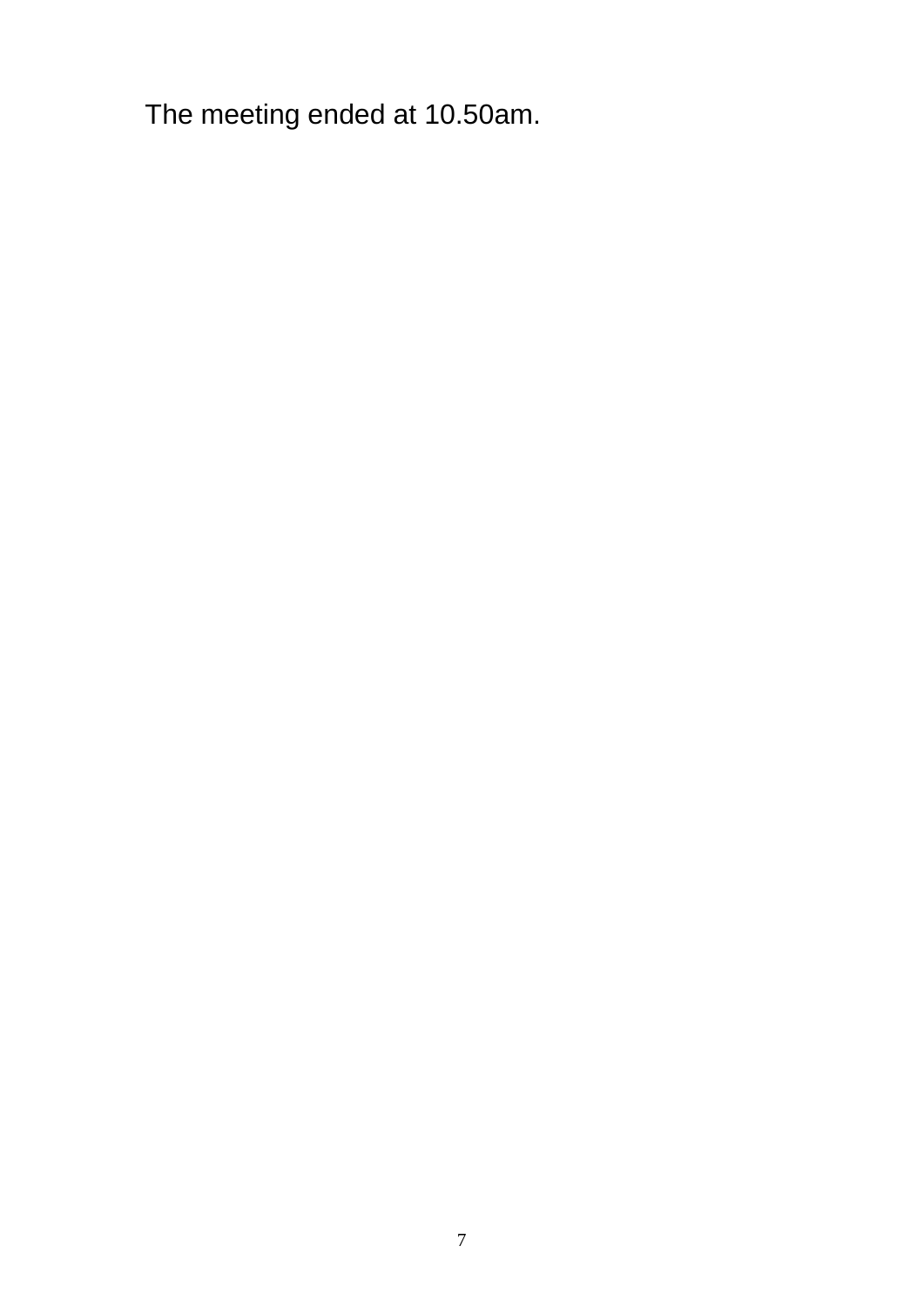The meeting ended at 10.50am.